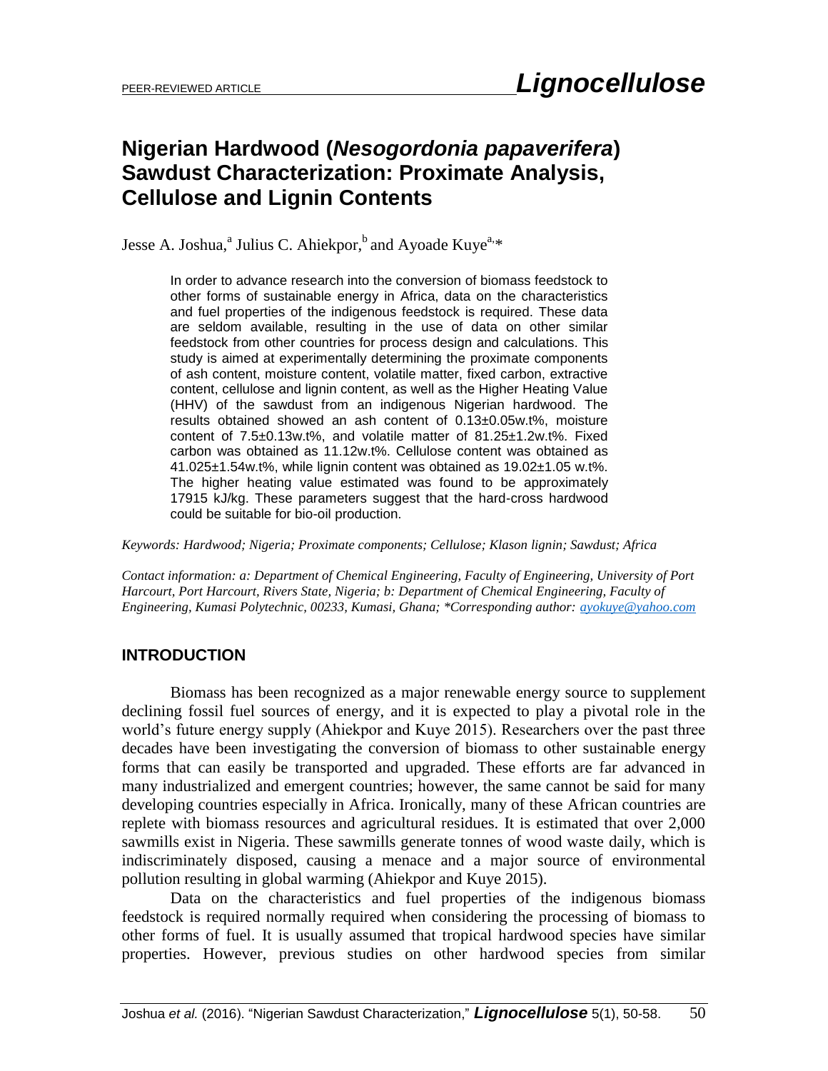PEER-REVIEWED ARTICLE

# Nigerian Hardwood (*Nesogordonia papaverifera*) Sawdust Characterization: Proximate Analysis, Cellulose and Lignin Contents

Jesse A. Joshua,[a] Julius C. Ahiekpor,[b] and Ayoade Kuye[a,]*

In order to advance research into the conversion of biomass feedstock to other forms of sustainable energy in Africa, data on the characteristics and fuel properties of the indigenous feedstock is required. These data are seldom available, resulting in the use of data on other similar feedstock from other countries for process design and calculations. This study is aimed at experimentally determining the proximate components of ash content, moisture content, volatile matter, fixed carbon, extractive content, cellulose and lignin content, as well as the Higher Heating Value (HHV) of the sawdust from an indigenous Nigerian hardwood. The results obtained showed an ash content of 0.13±0.05w.t%, moisture content of 7.5±0.13w.t%, and volatile matter of 81.25±1.2w.t%. Fixed carbon was obtained as 11.12w.t%. Cellulose content was obtained as 41.025±1.54w.t%, while lignin content was obtained as 19.02±1.05 w.t%. The higher heating value estimated was found to be approximately 17915 kJ/kg. These parameters suggest that the hard-cross hardwood could be suitable for bio-oil production.

*Keywords: Hardwood; Nigeria; Proximate components; Cellulose; Klason lignin; Sawdust; Africa*

*Contact information: a: Department of Chemical Engineering, Faculty of Engineering, University of Port Harcourt, Port Harcourt, Rivers State, Nigeria; b: Department of Chemical Engineering, Faculty of Engineering, Kumasi Polytechnic, 00233, Kumasi, Ghana; *Corresponding author: ayokuye@yahoo.com*

## INTRODUCTION

Biomass has been recognized as a major renewable energy source to supplement declining fossil fuel sources of energy, and it is expected to play a pivotal role in the world's future energy supply (Ahiekpor and Kuye 2015). Researchers over the past three decades have been investigating the conversion of biomass to other sustainable energy forms that can easily be transported and upgraded. These efforts are far advanced in many industrialized and emergent countries; however, the same cannot be said for many developing countries especially in Africa. Ironically, many of these African countries are replete with biomass resources and agricultural residues. It is estimated that over 2,000 sawmills exist in Nigeria. These sawmills generate tonnes of wood waste daily, which is indiscriminately disposed, causing a menace and a major source of environmental pollution resulting in global warming (Ahiekpor and Kuye 2015).

Data on the characteristics and fuel properties of the indigenous biomass feedstock is required normally required when considering the processing of biomass to other forms of fuel. It is usually assumed that tropical hardwood species have similar properties. However, previous studies on other hardwood species from similar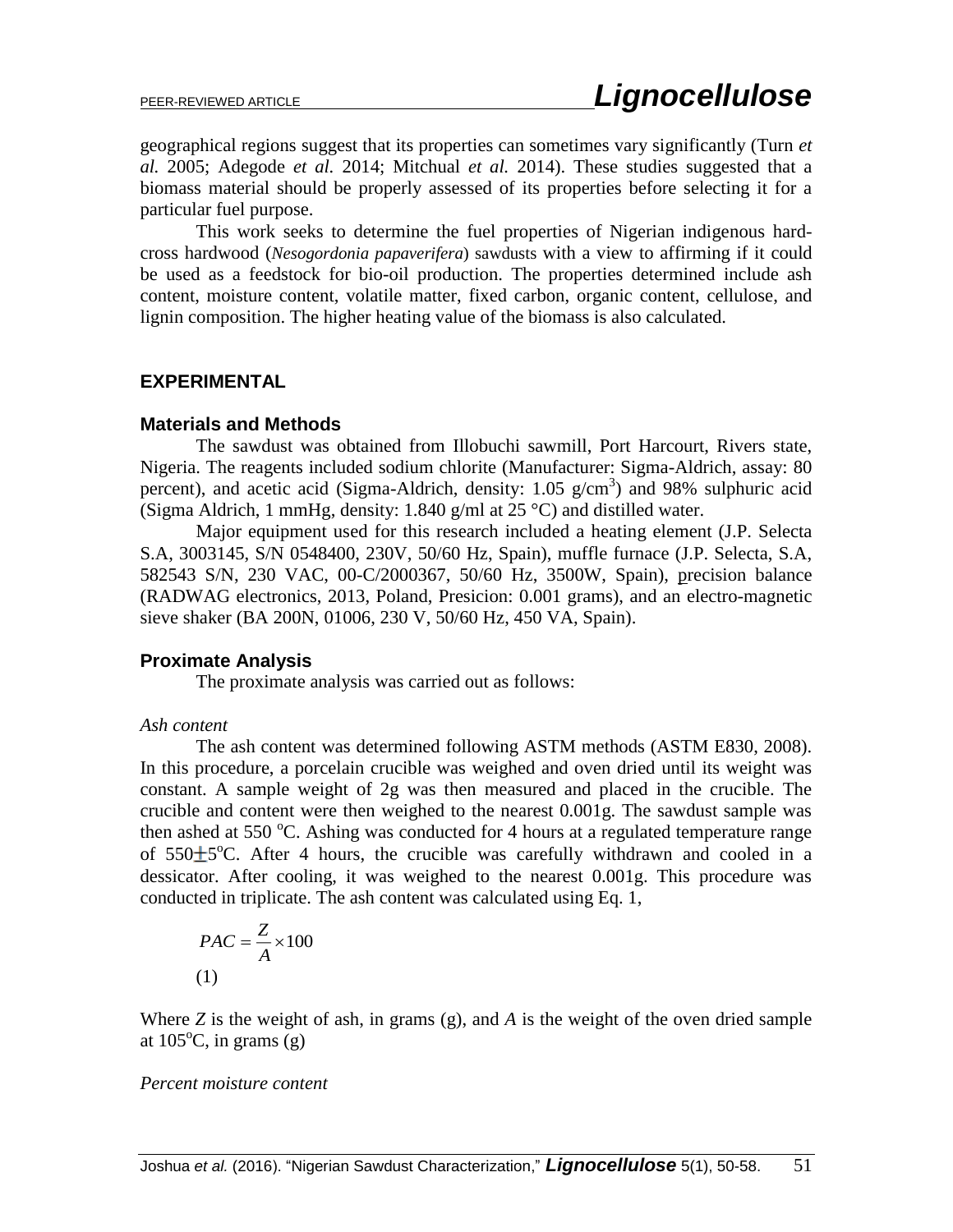geographical regions suggest that its properties can sometimes vary significantly (Turn *et al.* 2005; Adegode *et al.* 2014; Mitchual *et al.* 2014). These studies suggested that a biomass material should be properly assessed of its properties before selecting it for a particular fuel purpose.

This work seeks to determine the fuel properties of Nigerian indigenous hard-cross hardwood (*Nesogordonia papaverifera*) sawdusts with a view to affirming if it could be used as a feedstock for bio-oil production. The properties determined include ash content, moisture content, volatile matter, fixed carbon, organic content, cellulose, and lignin composition. The higher heating value of the biomass is also calculated.

## EXPERIMENTAL

### Materials and Methods

The sawdust was obtained from Illobuchi sawmill, Port Harcourt, Rivers state, Nigeria. The reagents included sodium chlorite (Manufacturer: Sigma-Aldrich, assay: 80 percent), and acetic acid (Sigma-Aldrich, density: 1.05 g/cm$^3$) and 98% sulphuric acid (Sigma Aldrich, 1 mmHg, density: 1.840 g/ml at 25 °C) and distilled water.

Major equipment used for this research included a heating element (J.P. Selecta S.A, 3003145, S/N 0548400, 230V, 50/60 Hz, Spain), muffle furnace (J.P. Selecta, S.A, 582543 S/N, 230 VAC, 00-C/2000367, 50/60 Hz, 3500W, Spain), precision balance (RADWAG electronics, 2013, Poland, Presicion: 0.001 grams), and an electro-magnetic sieve shaker (BA 200N, 01006, 230 V, 50/60 Hz, 450 VA, Spain).

### Proximate Analysis

The proximate analysis was carried out as follows:

*Ash content*

The ash content was determined following ASTM methods (ASTM E830, 2008). In this procedure, a porcelain crucible was weighed and oven dried until its weight was constant. A sample weight of 2g was then measured and placed in the crucible. The crucible and content were then weighed to the nearest 0.001g. The sawdust sample was then ashed at 550 $^o$C. Ashing was conducted for 4 hours at a regulated temperature range of 550$\pm$5$^o$C. After 4 hours, the crucible was carefully withdrawn and cooled in a dessicator. After cooling, it was weighed to the nearest 0.001g. This procedure was conducted in triplicate. The ash content was calculated using Eq. 1,

$$PAC = \frac{Z}{A} \times 100 \tag{1}$$

Where $Z$ is the weight of ash, in grams (g), and $A$ is the weight of the oven dried sample at 105$^o$C, in grams (g)

*Percent moisture content*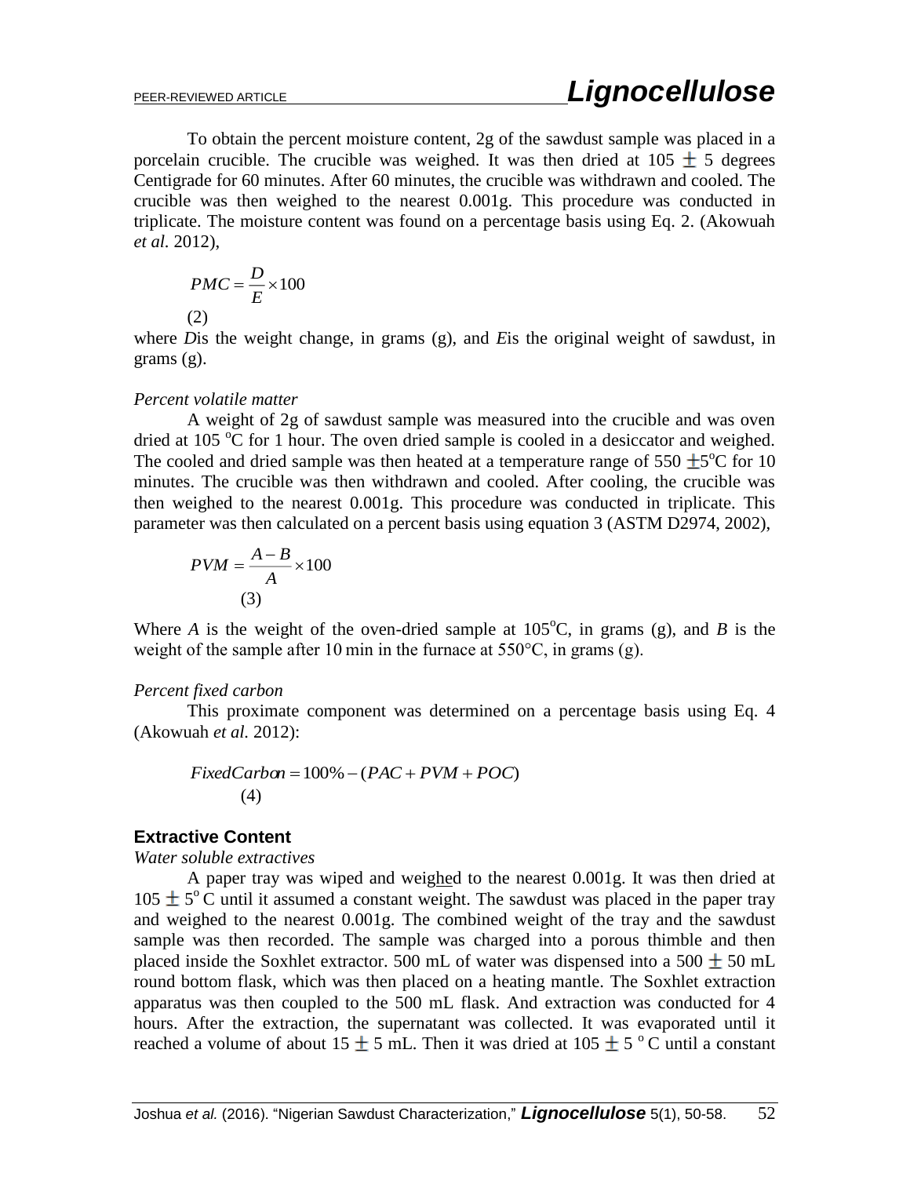To obtain the percent moisture content, 2g of the sawdust sample was placed in a porcelain crucible. The crucible was weighed. It was then dried at 105 $\pm$ 5 degrees Centigrade for 60 minutes. After 60 minutes, the crucible was withdrawn and cooled. The crucible was then weighed to the nearest 0.001g. This procedure was conducted in triplicate. The moisture content was found on a percentage basis using Eq. 2. (Akowuah *et al*. 2012),

$$PMC = \frac{D}{E} \times 100 \tag{2}$$

where *D*is the weight change, in grams (g), and *E*is the original weight of sawdust, in grams (g).

*Percent volatile matter*

A weight of 2g of sawdust sample was measured into the crucible and was oven dried at 105 °C for 1 hour. The oven dried sample is cooled in a desiccator and weighed. The cooled and dried sample was then heated at a temperature range of 550 $\pm$5°C for 10 minutes. The crucible was then withdrawn and cooled. After cooling, the crucible was then weighed to the nearest 0.001g. This procedure was conducted in triplicate. This parameter was then calculated on a percent basis using equation 3 (ASTM D2974, 2002),

$$PVM = \frac{A - B}{A} \times 100 \tag{3}$$

Where *A* is the weight of the oven-dried sample at 105°C, in grams (g), and *B* is the weight of the sample after 10 min in the furnace at 550°C, in grams (g).

*Percent fixed carbon*

This proximate component was determined on a percentage basis using Eq. 4 (Akowuah *et al.* 2012):

$$FixedCarbon = 100\% - (PAC + PVM + POC) \tag{4}$$

### Extractive Content

*Water soluble extractives*

A paper tray was wiped and weighed to the nearest 0.001g. It was then dried at 105 $\pm$ 5° C until it assumed a constant weight. The sawdust was placed in the paper tray and weighed to the nearest 0.001g. The combined weight of the tray and the sawdust sample was then recorded. The sample was charged into a porous thimble and then placed inside the Soxhlet extractor. 500 mL of water was dispensed into a 500 $\pm$ 50 mL round bottom flask, which was then placed on a heating mantle. The Soxhlet extraction apparatus was then coupled to the 500 mL flask. And extraction was conducted for 4 hours. After the extraction, the supernatant was collected. It was evaporated until it reached a volume of about 15 $\pm$ 5 mL. Then it was dried at 105 $\pm$ 5 ° C until a constant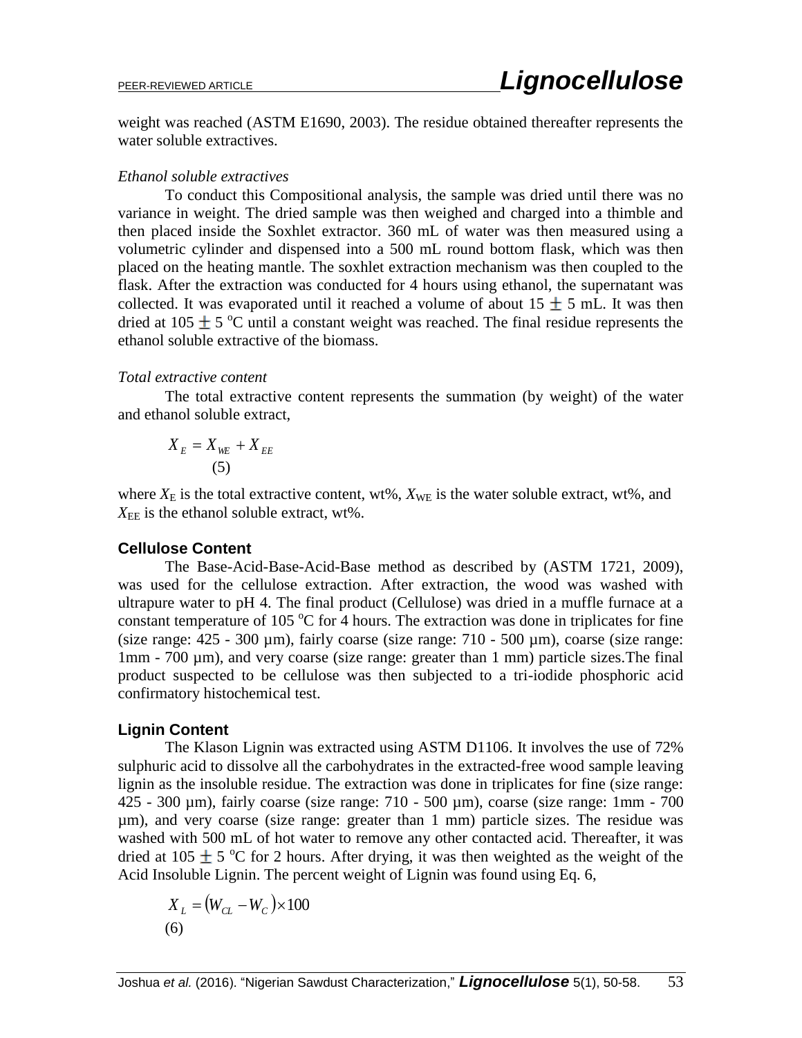weight was reached (ASTM E1690, 2003). The residue obtained thereafter represents the water soluble extractives.

*Ethanol soluble extractives*

To conduct this Compositional analysis, the sample was dried until there was no variance in weight. The dried sample was then weighed and charged into a thimble and then placed inside the Soxhlet extractor. 360 mL of water was then measured using a volumetric cylinder and dispensed into a 500 mL round bottom flask, which was then placed on the heating mantle. The soxhlet extraction mechanism was then coupled to the flask. After the extraction was conducted for 4 hours using ethanol, the supernatant was collected. It was evaporated until it reached a volume of about 15 $\pm$ 5 mL. It was then dried at 105 $\pm$ 5 $^{o}$C until a constant weight was reached. The final residue represents the ethanol soluble extractive of the biomass.

*Total extractive content*

The total extractive content represents the summation (by weight) of the water and ethanol soluble extract,

$$X_E = X_{WE} + X_{EE} \tag{5}$$

where $X_E$ is the total extractive content, wt%, $X_{WE}$ is the water soluble extract, wt%, and $X_{EE}$ is the ethanol soluble extract, wt%.

## Cellulose Content

The Base-Acid-Base-Acid-Base method as described by (ASTM 1721, 2009), was used for the cellulose extraction. After extraction, the wood was washed with ultrapure water to pH 4. The final product (Cellulose) was dried in a muffle furnace at a constant temperature of 105 $^{o}$C for 4 hours. The extraction was done in triplicates for fine (size range: 425 - 300 µm), fairly coarse (size range: 710 - 500 µm), coarse (size range: 1mm - 700 µm), and very coarse (size range: greater than 1 mm) particle sizes.The final product suspected to be cellulose was then subjected to a tri-iodide phosphoric acid confirmatory histochemical test.

## Lignin Content

The Klason Lignin was extracted using ASTM D1106. It involves the use of 72% sulphuric acid to dissolve all the carbohydrates in the extracted-free wood sample leaving lignin as the insoluble residue. The extraction was done in triplicates for fine (size range: 425 - 300 µm), fairly coarse (size range: 710 - 500 µm), coarse (size range: 1mm - 700 µm), and very coarse (size range: greater than 1 mm) particle sizes. The residue was washed with 500 mL of hot water to remove any other contacted acid. Thereafter, it was dried at 105 $\pm$ 5 $^{o}$C for 2 hours. After drying, it was then weighted as the weight of the Acid Insoluble Lignin. The percent weight of Lignin was found using Eq. 6,

$$X_L = (W_{CL} - W_C) \times 100 \tag{6}$$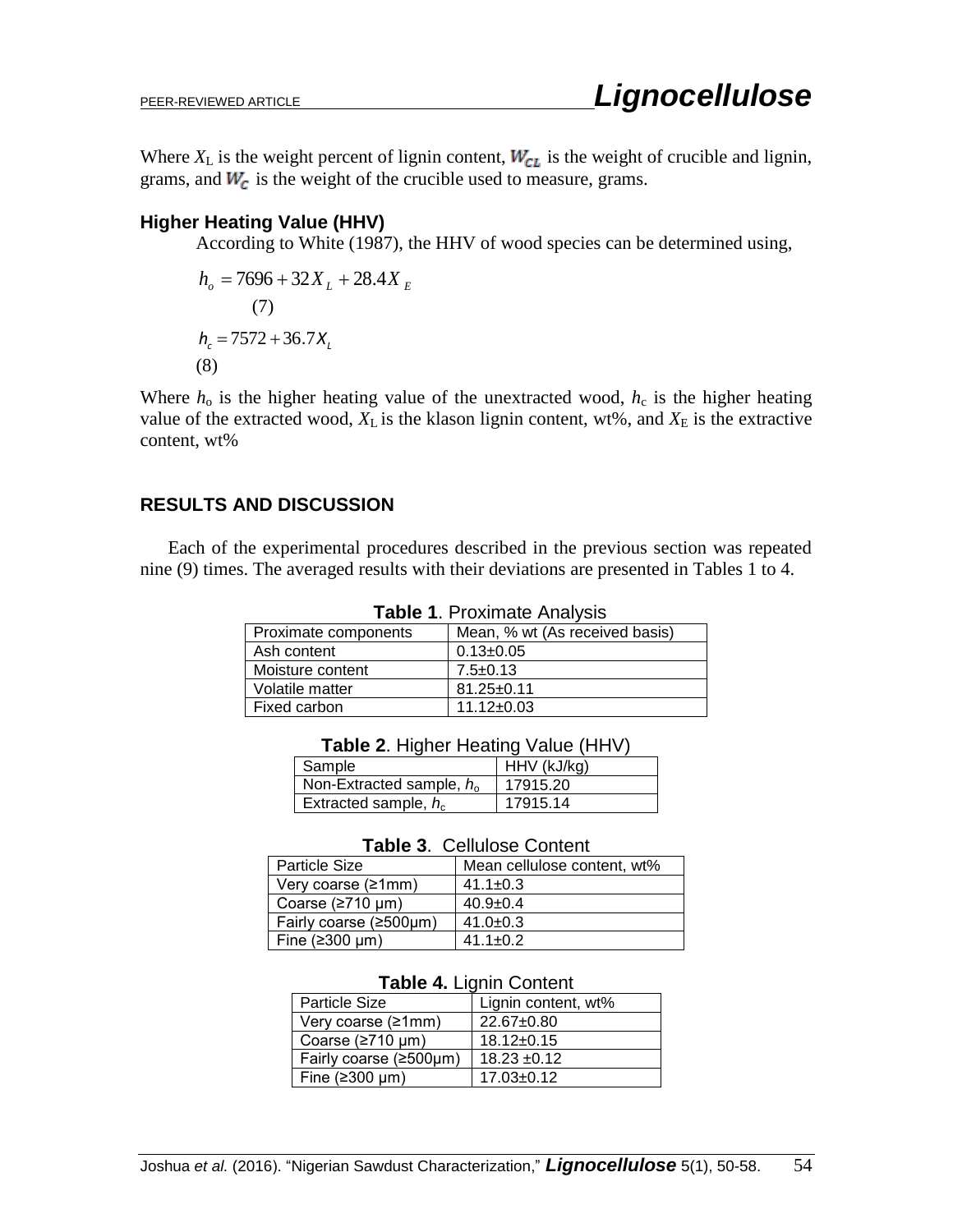Where $X_L$ is the weight percent of lignin content, $W_{CL}$ is the weight of crucible and lignin, grams, and $W_C$ is the weight of the crucible used to measure, grams.

### Higher Heating Value (HHV)

According to White (1987), the HHV of wood species can be determined using,

$$h_o = 7696 + 32X_L + 28.4X_E \tag{7}$$

$$h_c = 7572 + 36.7X_L \tag{8}$$

Where $h_o$ is the higher heating value of the unextracted wood, $h_c$ is the higher heating value of the extracted wood, $X_L$ is the klason lignin content, wt%, and $X_E$ is the extractive content, wt%

## RESULTS AND DISCUSSION

Each of the experimental procedures described in the previous section was repeated nine (9) times. The averaged results with their deviations are presented in Tables 1 to 4.

**Table 1**. Proximate Analysis

| Proximate components | Mean, % wt (As received basis) |
|---|---|
| Ash content | 0.13±0.05 |
| Moisture content | 7.5±0.13 |
| Volatile matter | 81.25±0.11 |
| Fixed carbon | 11.12±0.03 |

**Table 2**. Higher Heating Value (HHV)

| Sample | HHV (kJ/kg) |
|---|---|
| Non-Extracted sample, $h_o$ | 17915.20 |
| Extracted sample, $h_c$ | 17915.14 |

**Table 3**. Cellulose Content

| Particle Size | Mean cellulose content, wt% |
|---|---|
| Very coarse (≥1mm) | 41.1±0.3 |
| Coarse (≥710 μm) | 40.9±0.4 |
| Fairly coarse (≥500μm) | 41.0±0.3 |
| Fine (≥300 μm) | 41.1±0.2 |

**Table 4.** Lignin Content

| Particle Size | Lignin content, wt% |
|---|---|
| Very coarse (≥1mm) | 22.67±0.80 |
| Coarse (≥710 μm) | 18.12±0.15 |
| Fairly coarse (≥500μm) | 18.23 ±0.12 |
| Fine (≥300 μm) | 17.03±0.12 |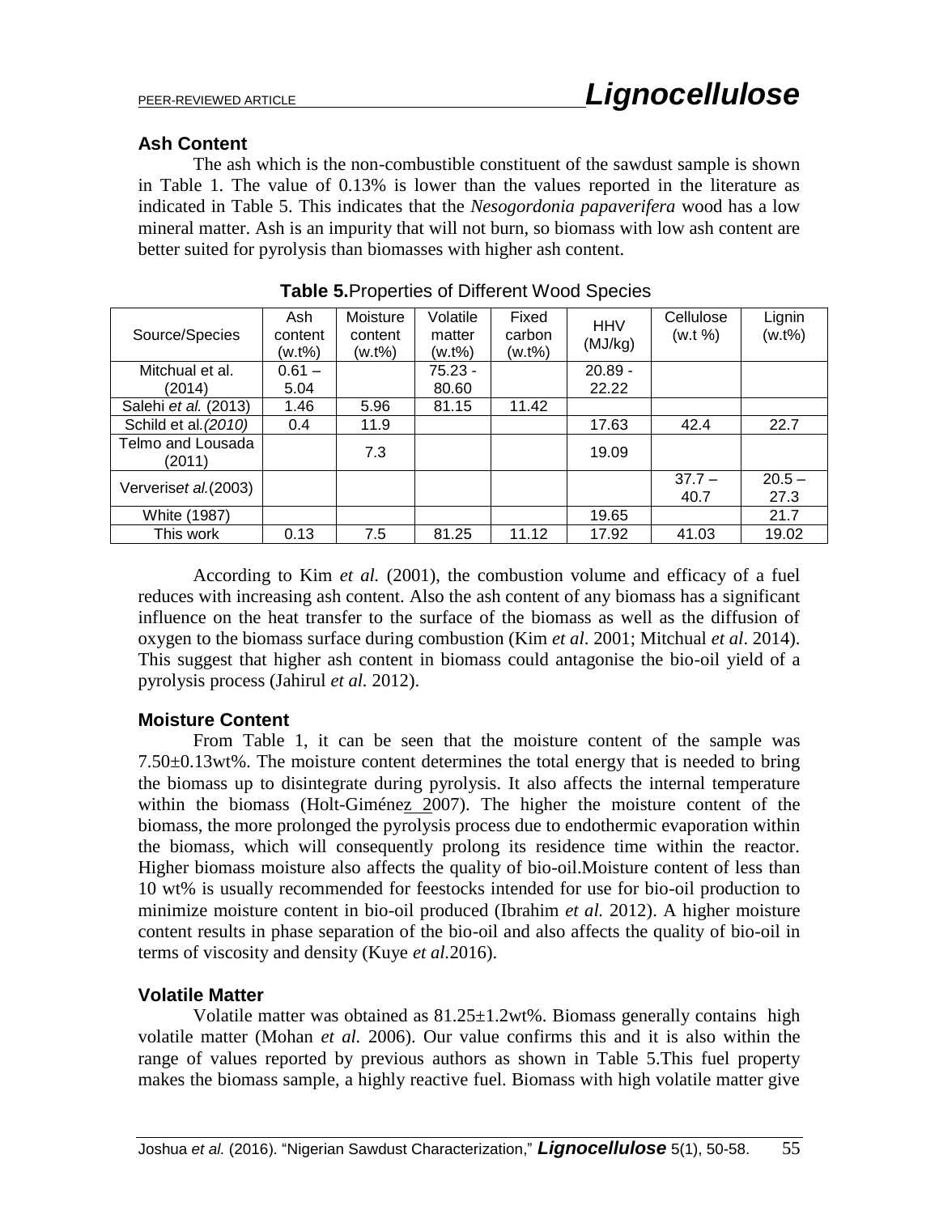### Ash Content

The ash which is the non-combustible constituent of the sawdust sample is shown in Table 1. The value of 0.13% is lower than the values reported in the literature as indicated in Table 5. This indicates that the *Nesogordonia papaverifera* wood has a low mineral matter. Ash is an impurity that will not burn, so biomass with low ash content are better suited for pyrolysis than biomasses with higher ash content.

**Table 5.** Properties of Different Wood Species

| Source/Species | Ash content (w.t%) | Moisture content (w.t%) | Volatile matter (w.t%) | Fixed carbon (w.t%) | HHV (MJ/kg) | Cellulose (w.t %) | Lignin (w.t%) |
|---|---|---|---|---|---|---|---|
| Mitchual et al. (2014) | 0.61 – 5.04 | | 75.23 - 80.60 | | 20.89 - 22.22 | | |
| Salehi *et al.* (2013) | 1.46 | 5.96 | 81.15 | 11.42 | | | |
| Schild et al. *(2010)* | 0.4 | 11.9 | | | 17.63 | 42.4 | 22.7 |
| Telmo and Lousada (2011) | | 7.3 | | | 19.09 | | |
| Ververis*et al.*(2003) | | | | | | 37.7 – 40.7 | 20.5 – 27.3 |
| White (1987) | | | | | 19.65 | | 21.7 |
| This work | 0.13 | 7.5 | 81.25 | 11.12 | 17.92 | 41.03 | 19.02 |

According to Kim *et al.* (2001), the combustion volume and efficacy of a fuel reduces with increasing ash content. Also the ash content of any biomass has a significant influence on the heat transfer to the surface of the biomass as well as the diffusion of oxygen to the biomass surface during combustion (Kim *et al*. 2001; Mitchual *et al*. 2014). This suggest that higher ash content in biomass could antagonise the bio-oil yield of a pyrolysis process (Jahirul *et al*. 2012).

### Moisture Content

From Table 1, it can be seen that the moisture content of the sample was 7.50±0.13wt%. The moisture content determines the total energy that is needed to bring the biomass up to disintegrate during pyrolysis. It also affects the internal temperature within the biomass (Holt-Giménez 2007). The higher the moisture content of the biomass, the more prolonged the pyrolysis process due to endothermic evaporation within the biomass, which will consequently prolong its residence time within the reactor. Higher biomass moisture also affects the quality of bio-oil.Moisture content of less than 10 wt% is usually recommended for feestocks intended for use for bio-oil production to minimize moisture content in bio-oil produced (Ibrahim *et al.* 2012). A higher moisture content results in phase separation of the bio-oil and also affects the quality of bio-oil in terms of viscosity and density (Kuye *et al.*2016).

### Volatile Matter

Volatile matter was obtained as 81.25±1.2wt%. Biomass generally contains high volatile matter (Mohan *et al.* 2006). Our value confirms this and it is also within the range of values reported by previous authors as shown in Table 5.This fuel property makes the biomass sample, a highly reactive fuel. Biomass with high volatile matter give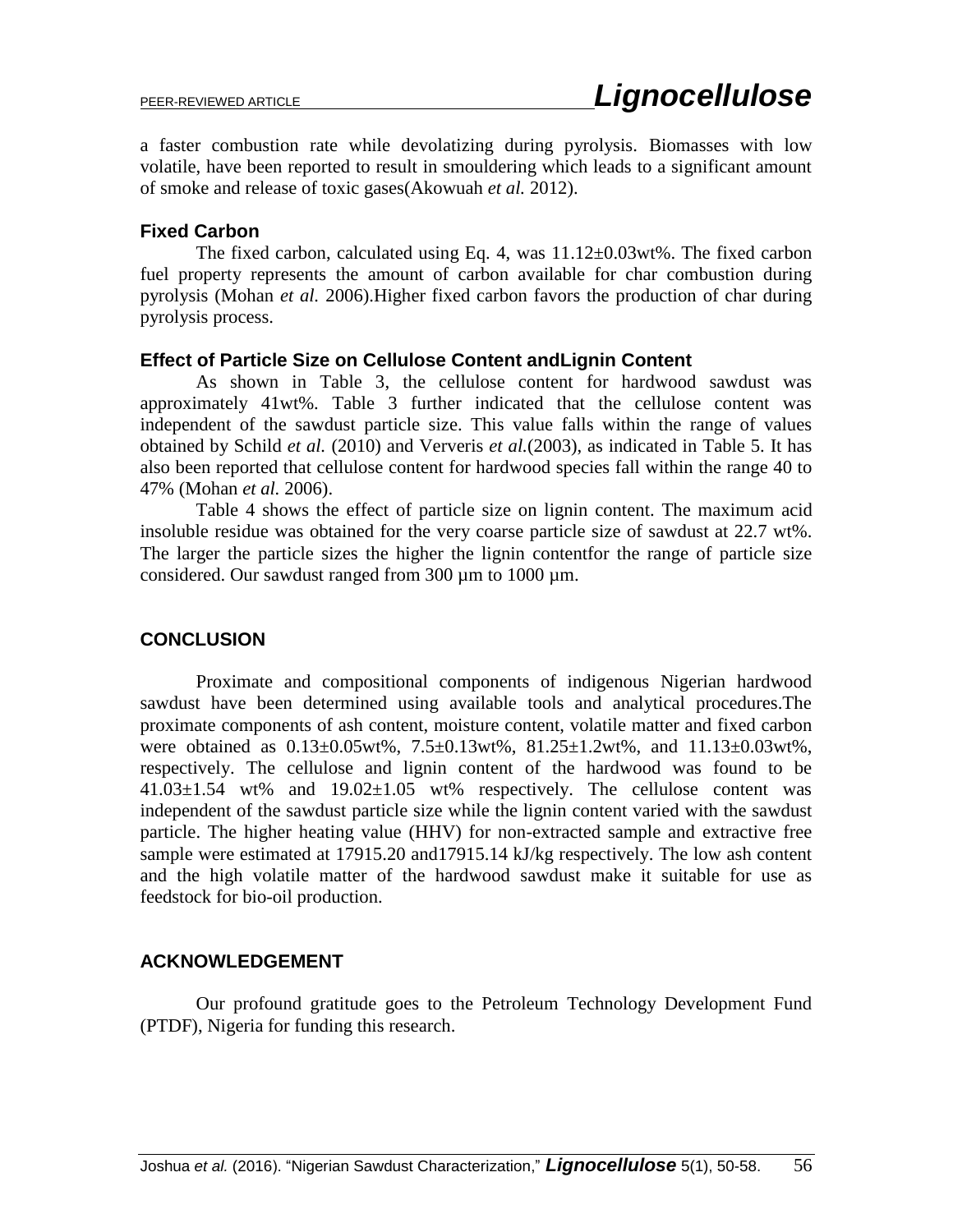a faster combustion rate while devolatizing during pyrolysis. Biomasses with low volatile, have been reported to result in smouldering which leads to a significant amount of smoke and release of toxic gases(Akowuah *et al.* 2012).

### Fixed Carbon

The fixed carbon, calculated using Eq. 4, was 11.12±0.03wt%. The fixed carbon fuel property represents the amount of carbon available for char combustion during pyrolysis (Mohan *et al.* 2006).Higher fixed carbon favors the production of char during pyrolysis process.

### Effect of Particle Size on Cellulose Content andLignin Content

As shown in Table 3, the cellulose content for hardwood sawdust was approximately 41wt%. Table 3 further indicated that the cellulose content was independent of the sawdust particle size. This value falls within the range of values obtained by Schild *et al.* (2010) and Ververis *et al.*(2003), as indicated in Table 5. It has also been reported that cellulose content for hardwood species fall within the range 40 to 47% (Mohan *et al.* 2006).

Table 4 shows the effect of particle size on lignin content. The maximum acid insoluble residue was obtained for the very coarse particle size of sawdust at 22.7 wt%. The larger the particle sizes the higher the lignin contentfor the range of particle size considered. Our sawdust ranged from 300 µm to 1000 µm.

## CONCLUSION

Proximate and compositional components of indigenous Nigerian hardwood sawdust have been determined using available tools and analytical procedures.The proximate components of ash content, moisture content, volatile matter and fixed carbon were obtained as 0.13±0.05wt%, 7.5±0.13wt%, 81.25±1.2wt%, and 11.13±0.03wt%, respectively. The cellulose and lignin content of the hardwood was found to be 41.03±1.54 wt% and 19.02±1.05 wt% respectively. The cellulose content was independent of the sawdust particle size while the lignin content varied with the sawdust particle. The higher heating value (HHV) for non-extracted sample and extractive free sample were estimated at 17915.20 and17915.14 kJ/kg respectively. The low ash content and the high volatile matter of the hardwood sawdust make it suitable for use as feedstock for bio-oil production.

## ACKNOWLEDGEMENT

Our profound gratitude goes to the Petroleum Technology Development Fund (PTDF), Nigeria for funding this research.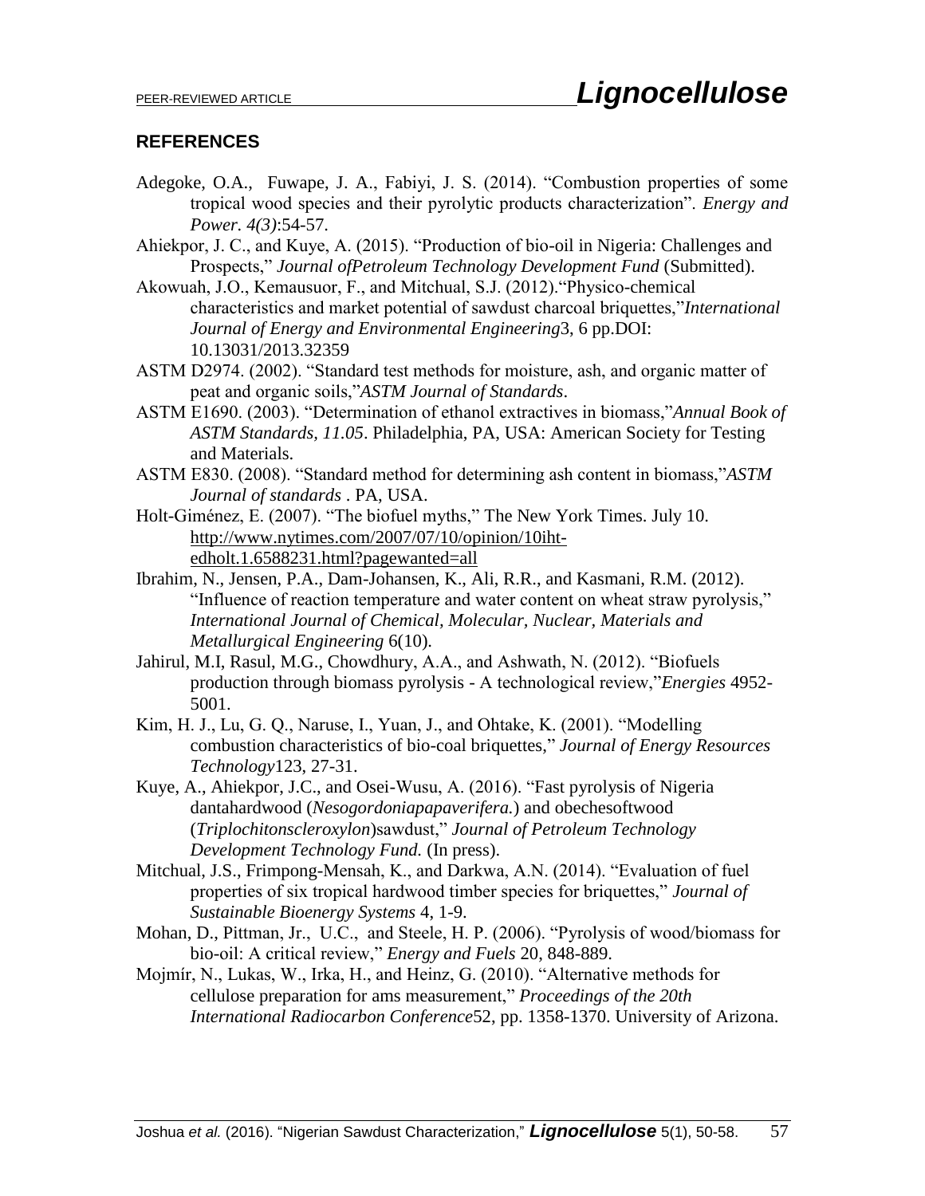## REFERENCES

Adegoke, O.A., Fuwape, J. A., Fabiyi, J. S. (2014). "Combustion properties of some tropical wood species and their pyrolytic products characterization". *Energy and Power. 4(3)*:54-57.

Ahiekpor, J. C., and Kuye, A. (2015). "Production of bio-oil in Nigeria: Challenges and Prospects," *Journal ofPetroleum Technology Development Fund* (Submitted).

Akowuah, J.O., Kemausuor, F., and Mitchual, S.J. (2012)."Physico-chemical characteristics and market potential of sawdust charcoal briquettes,"*International Journal of Energy and Environmental Engineering*3, 6 pp.DOI: 10.13031/2013.32359

ASTM D2974. (2002). "Standard test methods for moisture, ash, and organic matter of peat and organic soils,"*ASTM Journal of Standards*.

ASTM E1690. (2003). "Determination of ethanol extractives in biomass,"*Annual Book of ASTM Standards, 11.05*. Philadelphia, PA, USA: American Society for Testing and Materials.

ASTM E830. (2008). "Standard method for determining ash content in biomass,"*ASTM Journal of standards* . PA, USA.

Holt-Giménez, E. (2007). "The biofuel myths," The New York Times. July 10. http://www.nytimes.com/2007/07/10/opinion/10iht-edholt.1.6588231.html?pagewanted=all

Ibrahim, N., Jensen, P.A., Dam-Johansen, K., Ali, R.R., and Kasmani, R.M. (2012). "Influence of reaction temperature and water content on wheat straw pyrolysis," *International Journal of Chemical, Molecular, Nuclear, Materials and Metallurgical Engineering* 6(10).

Jahirul, M.I, Rasul, M.G., Chowdhury, A.A., and Ashwath, N. (2012). "Biofuels production through biomass pyrolysis - A technological review,"*Energies* 4952-5001.

Kim, H. J., Lu, G. Q., Naruse, I., Yuan, J., and Ohtake, K. (2001). "Modelling combustion characteristics of bio-coal briquettes," *Journal of Energy Resources Technology*123, 27-31.

Kuye, A., Ahiekpor, J.C., and Osei-Wusu, A. (2016). "Fast pyrolysis of Nigeria dantahardwood (*Nesogordoniapapaverifera.*) and obechesoftwood (*Triplochitonscleroxylon*)sawdust," *Journal of Petroleum Technology Development Technology Fund.* (In press).

Mitchual, J.S., Frimpong-Mensah, K., and Darkwa, A.N. (2014). "Evaluation of fuel properties of six tropical hardwood timber species for briquettes," *Journal of Sustainable Bioenergy Systems* 4, 1-9.

Mohan, D., Pittman, Jr., U.C., and Steele, H. P. (2006). "Pyrolysis of wood/biomass for bio-oil: A critical review," *Energy and Fuels* 20, 848-889.

Mojmír, N., Lukas, W., Irka, H., and Heinz, G. (2010). "Alternative methods for cellulose preparation for ams measurement," *Proceedings of the 20th International Radiocarbon Conference*52, pp. 1358-1370. University of Arizona.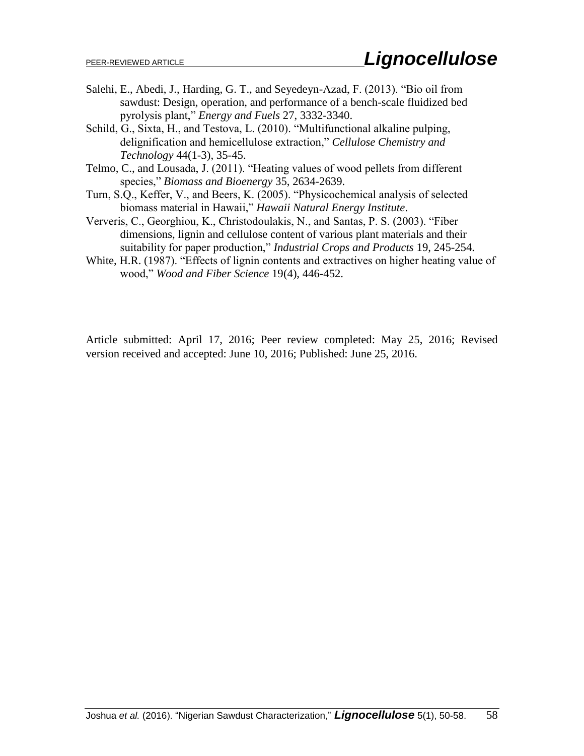Salehi, E., Abedi, J., Harding, G. T., and Seyedeyn-Azad, F. (2013). "Bio oil from sawdust: Design, operation, and performance of a bench-scale fluidized bed pyrolysis plant," *Energy and Fuels* 27, 3332-3340.

Schild, G., Sixta, H., and Testova, L. (2010). "Multifunctional alkaline pulping, delignification and hemicellulose extraction," *Cellulose Chemistry and Technology* 44(1-3), 35-45.

Telmo, C., and Lousada, J. (2011). "Heating values of wood pellets from different species," *Biomass and Bioenergy* 35, 2634-2639.

Turn, S.Q., Keffer, V., and Beers, K. (2005). "Physicochemical analysis of selected biomass material in Hawaii," *Hawaii Natural Energy Institute*.

Ververis, C., Georghiou, K., Christodoulakis, N., and Santas, P. S. (2003). "Fiber dimensions, lignin and cellulose content of various plant materials and their suitability for paper production," *Industrial Crops and Products* 19, 245-254.

White, H.R. (1987). "Effects of lignin contents and extractives on higher heating value of wood," *Wood and Fiber Science* 19(4), 446-452.

Article submitted: April 17, 2016; Peer review completed: May 25, 2016; Revised version received and accepted: June 10, 2016; Published: June 25, 2016.